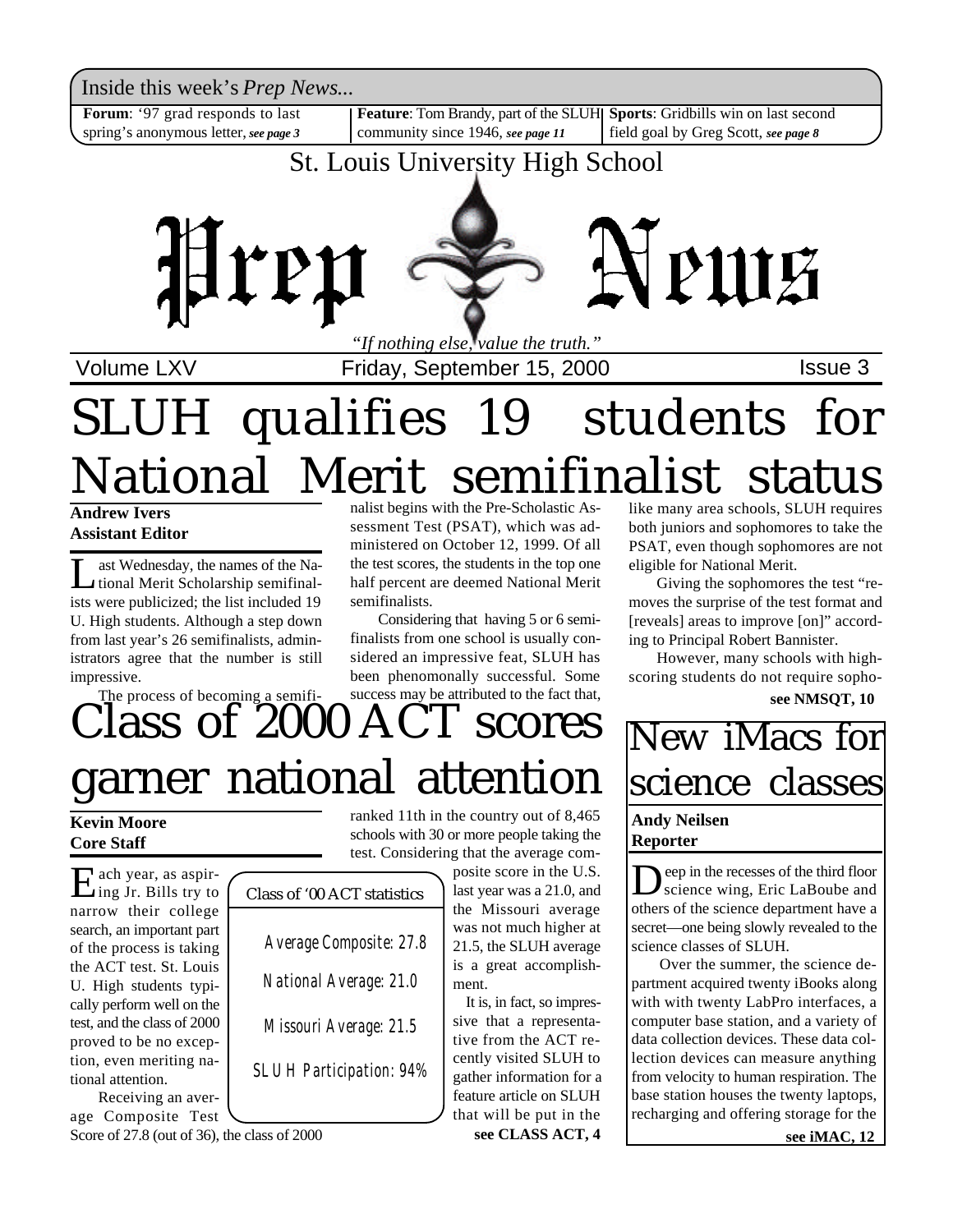Inside this week's *Prep News...*

**Forum**: '97 grad responds to last spring's anonymous letter, ***see page 3***

**Feature**: Tom Brandy, part of the SLUH community since 1946, ***see page 11***

**Sports**: Gridbills win on last second field goal by Greg Scott, ***see page 8***

St. Louis University High School

# Prep News

*"If nothing else, value the truth."*

Volume LXV — Friday, September 15, 2000 — Issue 3

# SLUH qualifies 19 students for National Merit semifinalist status

**Andrew Ivers**
**Assistant Editor**

Last Wednesday, the names of the National Merit Scholarship semifinalists were publicized; the list included 19 U. High students. Although a step down from last year's 26 semifinalists, administrators agree that the number is still impressive.

The process of becoming a semifinalist begins with the Pre-Scholastic Assessment Test (PSAT), which was administered on October 12, 1999. Of all the test scores, the students in the top one half percent are deemed National Merit semifinalists.

Considering that having 5 or 6 semifinalists from one school is usually considered an impressive feat, SLUH has been phenomonally successful. Some success may be attributed to the fact that, like many area schools, SLUH requires both juniors and sophomores to take the PSAT, even though sophomores are not eligible for National Merit.

Giving the sophomores the test "removes the surprise of the test format and [reveals] areas to improve [on]" according to Principal Robert Bannister.

However, many schools with high-scoring students do not require sopho-

**see NMSQT, 10**

# Class of 2000 ACT scores garner national attention

**Kevin Moore**
**Core Staff**

Each year, as aspiring Jr. Bills try to narrow their college search, an important part of the process is taking the ACT test. St. Louis U. High students typically perform well on the test, and the class of 2000 proved to be no exception, even meriting national attention.

Receiving an average Composite Test Score of 27.8 (out of 36), the class of 2000 ranked 11th in the country out of 8,465 schools with 30 or more people taking the test. Considering that the average composite score in the U.S. last year was a 21.0, and the Missouri average was not much higher at 21.5, the SLUH average is a great accomplishment.

It is, in fact, so impressive that a representative from the ACT recently visited SLUH to gather information for a feature article on SLUH that will be put in the

**see CLASS ACT, 4**

> Class of '00 ACT statistics
>
> Average Composite: 27.8
>
> National Average: 21.0
>
> Missouri Average: 21.5
>
> SLUH Participation: 94%

# New iMacs for science classes

**Andy Neilsen**
**Reporter**

Deep in the recesses of the third floor science wing, Eric LaBoube and others of the science department have a secret—one being slowly revealed to the science classes of SLUH.

Over the summer, the science department acquired twenty iBooks along with with twenty LabPro interfaces, a computer base station, and a variety of data collection devices. These data collection devices can measure anything from velocity to human respiration. The base station houses the twenty laptops, recharging and offering storage for the

**see iMAC, 12**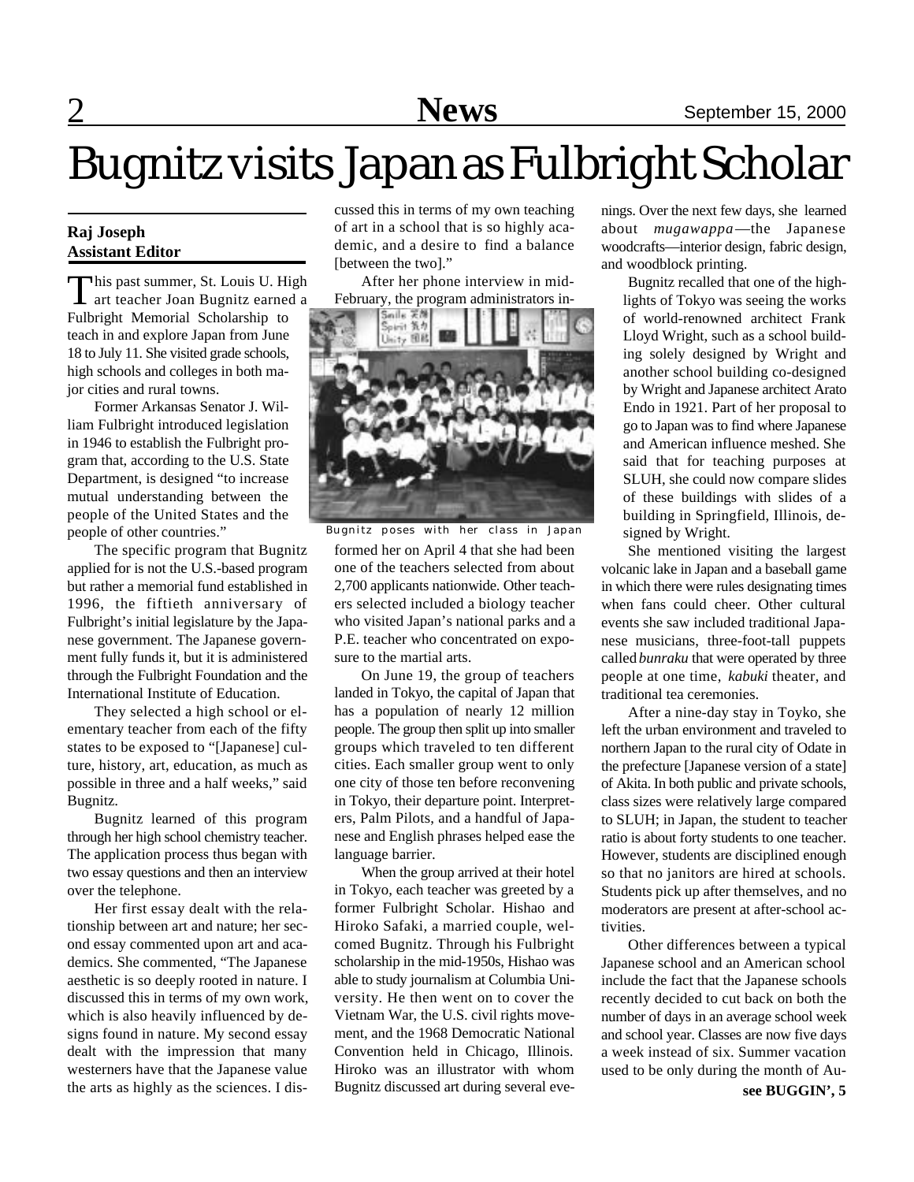# Bugnitz visits Japan as Fulbright Scholar

**Raj Joseph**
**Assistant Editor**

This past summer, St. Louis U. High art teacher Joan Bugnitz earned a Fulbright Memorial Scholarship to teach in and explore Japan from June 18 to July 11. She visited grade schools, high schools and colleges in both major cities and rural towns.

Former Arkansas Senator J. William Fulbright introduced legislation in 1946 to establish the Fulbright program that, according to the U.S. State Department, is designed "to increase mutual understanding between the people of the United States and the people of other countries."

The specific program that Bugnitz applied for is not the U.S.-based program but rather a memorial fund established in 1996, the fiftieth anniversary of Fulbright's initial legislature by the Japanese government. The Japanese government fully funds it, but it is administered through the Fulbright Foundation and the International Institute of Education.

They selected a high school or elementary teacher from each of the fifty states to be exposed to "[Japanese] culture, history, art, education, as much as possible in three and a half weeks," said Bugnitz.

Bugnitz learned of this program through her high school chemistry teacher. The application process thus began with two essay questions and then an interview over the telephone.

Her first essay dealt with the relationship between art and nature; her second essay commented upon art and academics. She commented, "The Japanese aesthetic is so deeply rooted in nature. I discussed this in terms of my own work, which is also heavily influenced by designs found in nature. My second essay dealt with the impression that many westerners have that the Japanese value the arts as highly as the sciences. I discussed this in terms of my own teaching of art in a school that is so highly academic, and a desire to find a balance [between the two]."

After her phone interview in mid-February, the program administrators informed her on April 4 that she had been one of the teachers selected from about 2,700 applicants nationwide. Other teachers selected included a biology teacher who visited Japan's national parks and a P.E. teacher who concentrated on exposure to the martial arts.

Bugnitz poses with her class in Japan

On June 19, the group of teachers landed in Tokyo, the capital of Japan that has a population of nearly 12 million people. The group then split up into smaller groups which traveled to ten different cities. Each smaller group went to only one city of those ten before reconvening in Tokyo, their departure point. Interpreters, Palm Pilots, and a handful of Japanese and English phrases helped ease the language barrier.

When the group arrived at their hotel in Tokyo, each teacher was greeted by a former Fulbright Scholar. Hishao and Hiroko Safaki, a married couple, welcomed Bugnitz. Through his Fulbright scholarship in the mid-1950s, Hishao was able to study journalism at Columbia University. He then went on to cover the Vietnam War, the U.S. civil rights movement, and the 1968 Democratic National Convention held in Chicago, Illinois. Hiroko was an illustrator with whom Bugnitz discussed art during several evenings. Over the next few days, she learned about *mugawappa*—the Japanese woodcrafts—interior design, fabric design, and woodblock printing.

Bugnitz recalled that one of the highlights of Tokyo was seeing the works of world-renowned architect Frank Lloyd Wright, such as a school building solely designed by Wright and another school building co-designed by Wright and Japanese architect Arato Endo in 1921. Part of her proposal to go to Japan was to find where Japanese and American influence meshed. She said that for teaching purposes at SLUH, she could now compare slides of these buildings with slides of a building in Springfield, Illinois, designed by Wright.

She mentioned visiting the largest volcanic lake in Japan and a baseball game in which there were rules designating times when fans could cheer. Other cultural events she saw included traditional Japanese musicians, three-foot-tall puppets called *bunraku* that were operated by three people at one time, *kabuki* theater, and traditional tea ceremonies.

After a nine-day stay in Toyko, she left the urban environment and traveled to northern Japan to the rural city of Odate in the prefecture [Japanese version of a state] of Akita. In both public and private schools, class sizes were relatively large compared to SLUH; in Japan, the student to teacher ratio is about forty students to one teacher. However, students are disciplined enough so that no janitors are hired at schools. Students pick up after themselves, and no moderators are present at after-school activities.

Other differences between a typical Japanese school and an American school include the fact that the Japanese schools recently decided to cut back on both the number of days in an average school week and school year. Classes are now five days a week instead of six. Summer vacation used to be only during the month of Au-

**see BUGGIN', 5**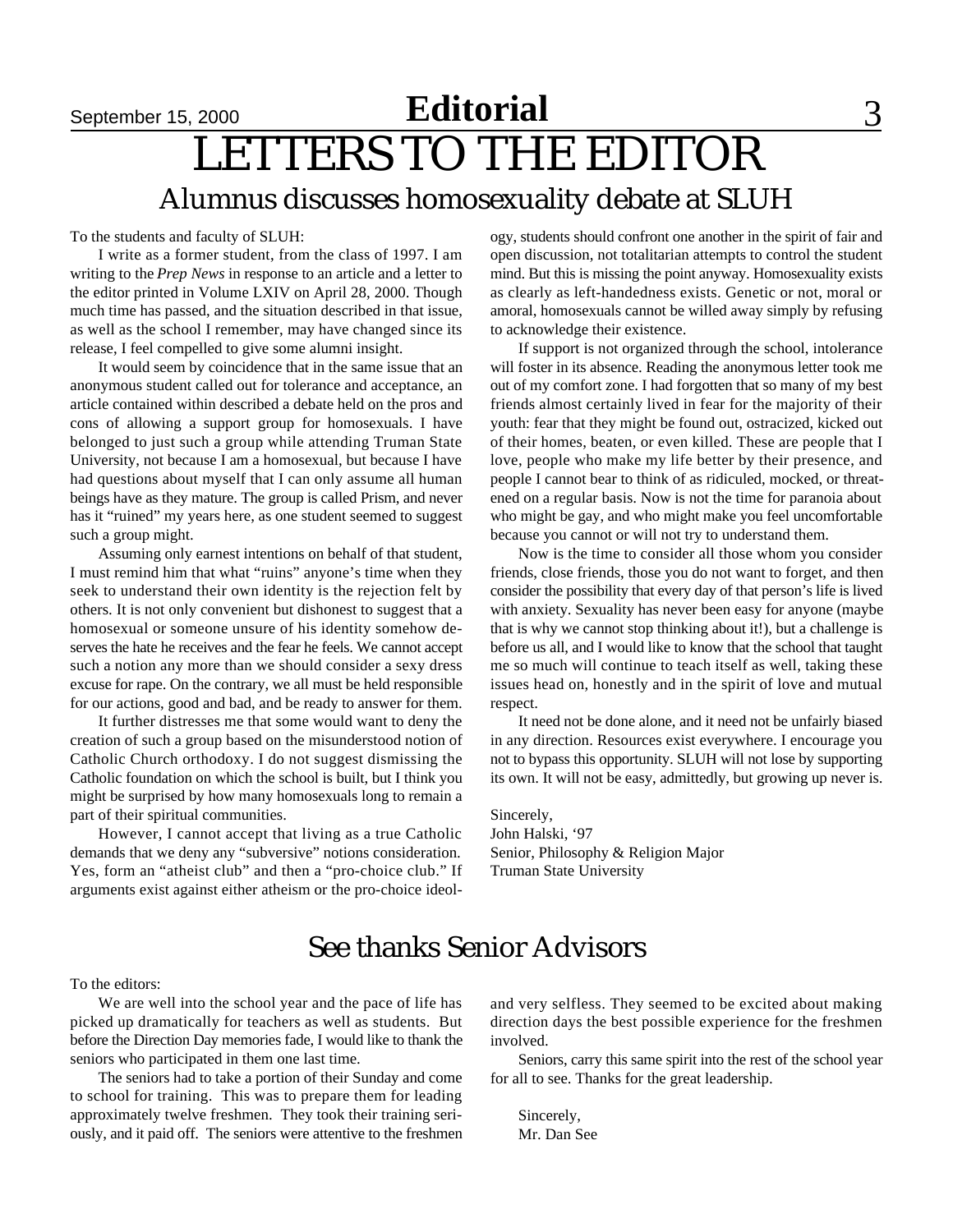# LETTERS TO THE EDITOR

## Alumnus discusses homosexuality debate at SLUH

To the students and faculty of SLUH:

I write as a former student, from the class of 1997. I am writing to the *Prep News* in response to an article and a letter to the editor printed in Volume LXIV on April 28, 2000. Though much time has passed, and the situation described in that issue, as well as the school I remember, may have changed since its release, I feel compelled to give some alumni insight.

It would seem by coincidence that in the same issue that an anonymous student called out for tolerance and acceptance, an article contained within described a debate held on the pros and cons of allowing a support group for homosexuals. I have belonged to just such a group while attending Truman State University, not because I am a homosexual, but because I have had questions about myself that I can only assume all human beings have as they mature. The group is called Prism, and never has it "ruined" my years here, as one student seemed to suggest such a group might.

Assuming only earnest intentions on behalf of that student, I must remind him that what "ruins" anyone's time when they seek to understand their own identity is the rejection felt by others. It is not only convenient but dishonest to suggest that a homosexual or someone unsure of his identity somehow deserves the hate he receives and the fear he feels. We cannot accept such a notion any more than we should consider a sexy dress excuse for rape. On the contrary, we all must be held responsible for our actions, good and bad, and be ready to answer for them.

It further distresses me that some would want to deny the creation of such a group based on the misunderstood notion of Catholic Church orthodoxy. I do not suggest dismissing the Catholic foundation on which the school is built, but I think you might be surprised by how many homosexuals long to remain a part of their spiritual communities.

However, I cannot accept that living as a true Catholic demands that we deny any "subversive" notions consideration. Yes, form an "atheist club" and then a "pro-choice club." If arguments exist against either atheism or the pro-choice ideology, students should confront one another in the spirit of fair and open discussion, not totalitarian attempts to control the student mind. But this is missing the point anyway. Homosexuality exists as clearly as left-handedness exists. Genetic or not, moral or amoral, homosexuals cannot be willed away simply by refusing to acknowledge their existence.

If support is not organized through the school, intolerance will foster in its absence. Reading the anonymous letter took me out of my comfort zone. I had forgotten that so many of my best friends almost certainly lived in fear for the majority of their youth: fear that they might be found out, ostracized, kicked out of their homes, beaten, or even killed. These are people that I love, people who make my life better by their presence, and people I cannot bear to think of as ridiculed, mocked, or threatened on a regular basis. Now is not the time for paranoia about who might be gay, and who might make you feel uncomfortable because you cannot or will not try to understand them.

Now is the time to consider all those whom you consider friends, close friends, those you do not want to forget, and then consider the possibility that every day of that person's life is lived with anxiety. Sexuality has never been easy for anyone (maybe that is why we cannot stop thinking about it!), but a challenge is before us all, and I would like to know that the school that taught me so much will continue to teach itself as well, taking these issues head on, honestly and in the spirit of love and mutual respect.

It need not be done alone, and it need not be unfairly biased in any direction. Resources exist everywhere. I encourage you not to bypass this opportunity. SLUH will not lose by supporting its own. It will not be easy, admittedly, but growing up never is.

Sincerely,
John Halski, '97
Senior, Philosophy & Religion Major
Truman State University

## See thanks Senior Advisors

To the editors:

We are well into the school year and the pace of life has picked up dramatically for teachers as well as students. But before the Direction Day memories fade, I would like to thank the seniors who participated in them one last time.

The seniors had to take a portion of their Sunday and come to school for training. This was to prepare them for leading approximately twelve freshmen. They took their training seriously, and it paid off. The seniors were attentive to the freshmen and very selfless. They seemed to be excited about making direction days the best possible experience for the freshmen involved.

Seniors, carry this same spirit into the rest of the school year for all to see. Thanks for the great leadership.

Sincerely,
Mr. Dan See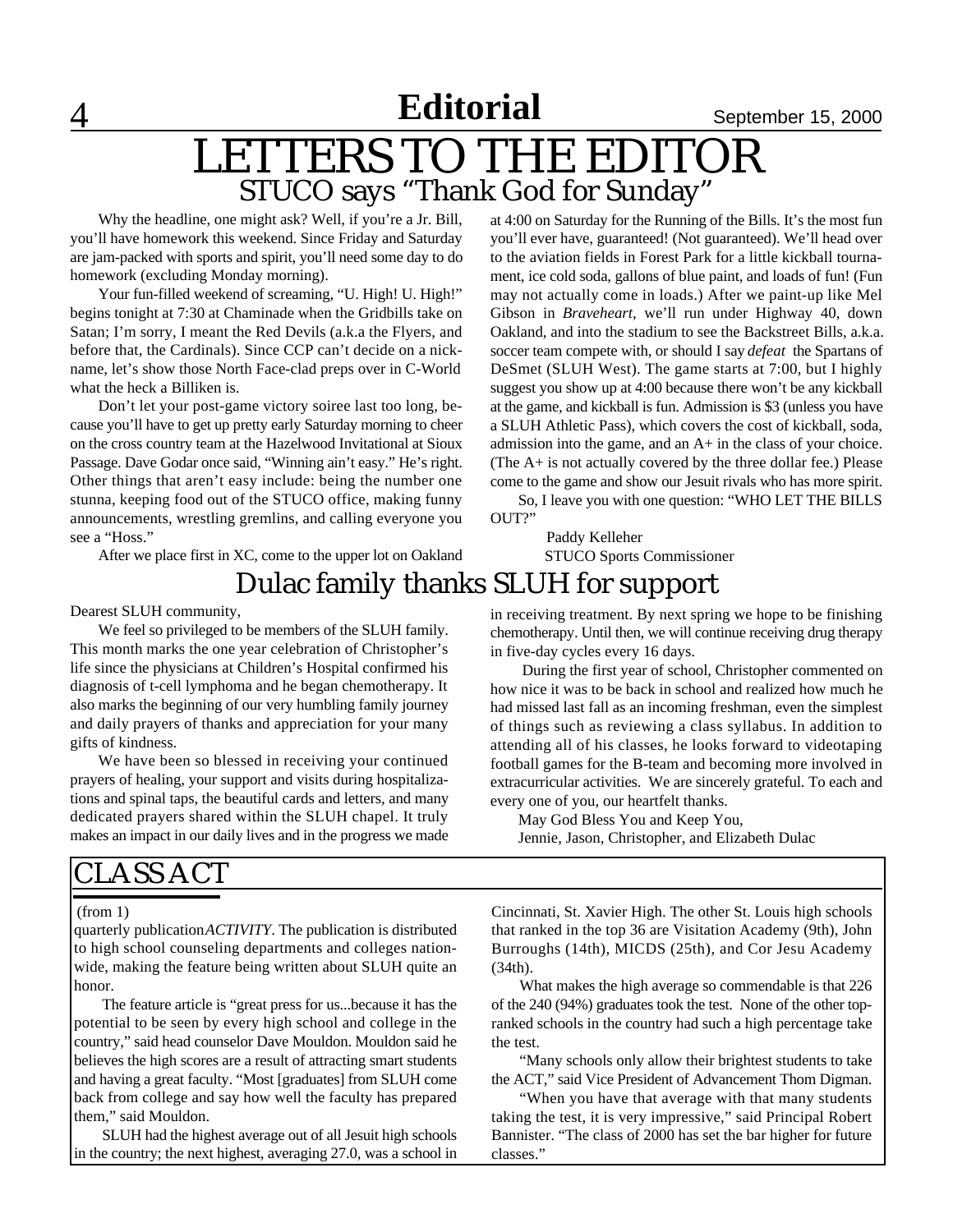# Editorial

# LETTERS TO THE EDITOR

## STUCO says "Thank God for Sunday"

Why the headline, one might ask? Well, if you're a Jr. Bill, you'll have homework this weekend. Since Friday and Saturday are jam-packed with sports and spirit, you'll need some day to do homework (excluding Monday morning).

Your fun-filled weekend of screaming, "U. High! U. High!" begins tonight at 7:30 at Chaminade when the Gridbills take on Satan; I'm sorry, I meant the Red Devils (a.k.a the Flyers, and before that, the Cardinals). Since CCP can't decide on a nickname, let's show those North Face-clad preps over in C-World what the heck a Billiken is.

Don't let your post-game victory soiree last too long, because you'll have to get up pretty early Saturday morning to cheer on the cross country team at the Hazelwood Invitational at Sioux Passage. Dave Godar once said, "Winning ain't easy." He's right. Other things that aren't easy include: being the number one stunna, keeping food out of the STUCO office, making funny announcements, wrestling gremlins, and calling everyone you see a "Hoss."

After we place first in XC, come to the upper lot on Oakland at 4:00 on Saturday for the Running of the Bills. It's the most fun you'll ever have, guaranteed! (Not guaranteed). We'll head over to the aviation fields in Forest Park for a little kickball tournament, ice cold soda, gallons of blue paint, and loads of fun! (Fun may not actually come in loads.) After we paint-up like Mel Gibson in *Braveheart*, we'll run under Highway 40, down Oakland, and into the stadium to see the Backstreet Bills, a.k.a. soccer team compete with, or should I say *defeat* the Spartans of DeSmet (SLUH West). The game starts at 7:00, but I highly suggest you show up at 4:00 because there won't be any kickball at the game, and kickball is fun. Admission is $3 (unless you have a SLUH Athletic Pass), which covers the cost of kickball, soda, admission into the game, and an A+ in the class of your choice. (The A+ is not actually covered by the three dollar fee.) Please come to the game and show our Jesuit rivals who has more spirit.

So, I leave you with one question: "WHO LET THE BILLS OUT?"

Paddy Kelleher
STUCO Sports Commissioner

## Dulac family thanks SLUH for support

Dearest SLUH community,

We feel so privileged to be members of the SLUH family. This month marks the one year celebration of Christopher's life since the physicians at Children's Hospital confirmed his diagnosis of t-cell lymphoma and he began chemotherapy. It also marks the beginning of our very humbling family journey and daily prayers of thanks and appreciation for your many gifts of kindness.

We have been so blessed in receiving your continued prayers of healing, your support and visits during hospitalizations and spinal taps, the beautiful cards and letters, and many dedicated prayers shared within the SLUH chapel. It truly makes an impact in our daily lives and in the progress we made in receiving treatment. By next spring we hope to be finishing chemotherapy. Until then, we will continue receiving drug therapy in five-day cycles every 16 days.

During the first year of school, Christopher commented on how nice it was to be back in school and realized how much he had missed last fall as an incoming freshman, even the simplest of things such as reviewing a class syllabus. In addition to attending all of his classes, he looks forward to videotaping football games for the B-team and becoming more involved in extracurricular activities. We are sincerely grateful. To each and every one of you, our heartfelt thanks.

May God Bless You and Keep You,
Jennie, Jason, Christopher, and Elizabeth Dulac

## CLASS ACT

(from 1)

quarterly publication *ACTIVITY*. The publication is distributed to high school counseling departments and colleges nationwide, making the feature being written about SLUH quite an honor.

The feature article is "great press for us...because it has the potential to be seen by every high school and college in the country," said head counselor Dave Mouldon. Mouldon said he believes the high scores are a result of attracting smart students and having a great faculty. "Most [graduates] from SLUH come back from college and say how well the faculty has prepared them," said Mouldon.

SLUH had the highest average out of all Jesuit high schools in the country; the next highest, averaging 27.0, was a school in Cincinnati, St. Xavier High. The other St. Louis high schools that ranked in the top 36 are Visitation Academy (9th), John Burroughs (14th), MICDS (25th), and Cor Jesu Academy (34th).

What makes the high average so commendable is that 226 of the 240 (94%) graduates took the test. None of the other top-ranked schools in the country had such a high percentage take the test.

"Many schools only allow their brightest students to take the ACT," said Vice President of Advancement Thom Digman.

"When you have that average with that many students taking the test, it is very impressive," said Principal Robert Bannister. "The class of 2000 has set the bar higher for future classes."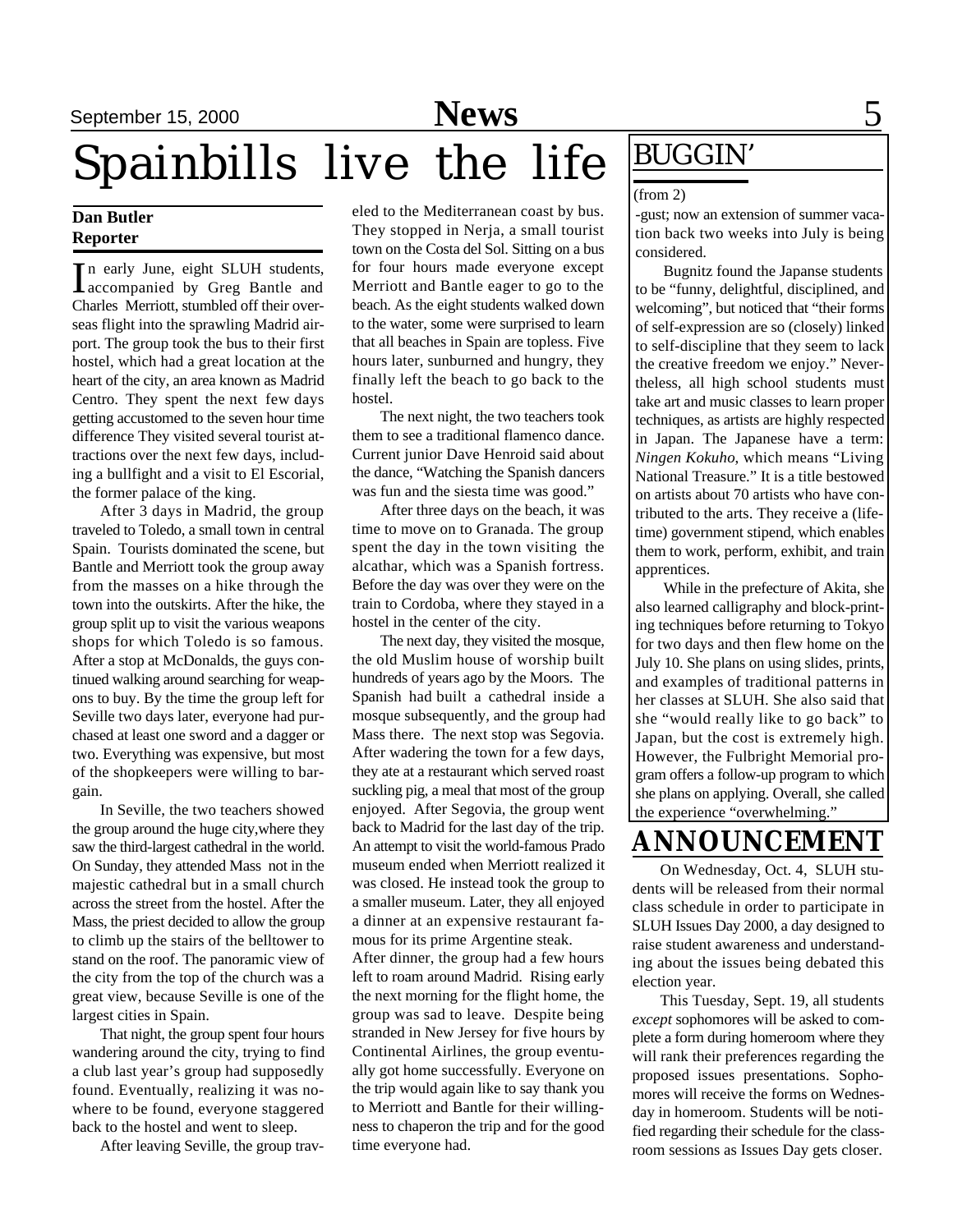# Spainbills live the life

**Dan Butler**
**Reporter**

In early June, eight SLUH students, accompanied by Greg Bantle and Charles Merriott, stumbled off their overseas flight into the sprawling Madrid airport. The group took the bus to their first hostel, which had a great location at the heart of the city, an area known as Madrid Centro. They spent the next few days getting accustomed to the seven hour time difference They visited several tourist attractions over the next few days, including a bullfight and a visit to El Escorial, the former palace of the king.

After 3 days in Madrid, the group traveled to Toledo, a small town in central Spain. Tourists dominated the scene, but Bantle and Merriott took the group away from the masses on a hike through the town into the outskirts. After the hike, the group split up to visit the various weapons shops for which Toledo is so famous. After a stop at McDonalds, the guys continued walking around searching for weapons to buy. By the time the group left for Seville two days later, everyone had purchased at least one sword and a dagger or two. Everything was expensive, but most of the shopkeepers were willing to bargain.

In Seville, the two teachers showed the group around the huge city,where they saw the third-largest cathedral in the world. On Sunday, they attended Mass not in the majestic cathedral but in a small church across the street from the hostel. After the Mass, the priest decided to allow the group to climb up the stairs of the belltower to stand on the roof. The panoramic view of the city from the top of the church was a great view, because Seville is one of the largest cities in Spain.

That night, the group spent four hours wandering around the city, trying to find a club last year's group had supposedly found. Eventually, realizing it was nowhere to be found, everyone staggered back to the hostel and went to sleep.

After leaving Seville, the group traveled to the Mediterranean coast by bus. They stopped in Nerja, a small tourist town on the Costa del Sol. Sitting on a bus for four hours made everyone except Merriott and Bantle eager to go to the beach. As the eight students walked down to the water, some were surprised to learn that all beaches in Spain are topless. Five hours later, sunburned and hungry, they finally left the beach to go back to the hostel.

The next night, the two teachers took them to see a traditional flamenco dance. Current junior Dave Henroid said about the dance, "Watching the Spanish dancers was fun and the siesta time was good."

After three days on the beach, it was time to move on to Granada. The group spent the day in the town visiting the alcathar, which was a Spanish fortress. Before the day was over they were on the train to Cordoba, where they stayed in a hostel in the center of the city.

The next day, they visited the mosque, the old Muslim house of worship built hundreds of years ago by the Moors. The Spanish had built a cathedral inside a mosque subsequently, and the group had Mass there. The next stop was Segovia. After wadering the town for a few days, they ate at a restaurant which served roast suckling pig, a meal that most of the group enjoyed. After Segovia, the group went back to Madrid for the last day of the trip. An attempt to visit the world-famous Prado museum ended when Merriott realized it was closed. He instead took the group to a smaller museum. Later, they all enjoyed a dinner at an expensive restaurant famous for its prime Argentine steak.

After dinner, the group had a few hours left to roam around Madrid. Rising early the next morning for the flight home, the group was sad to leave. Despite being stranded in New Jersey for five hours by Continental Airlines, the group eventually got home successfully. Everyone on the trip would again like to say thank you to Merriott and Bantle for their willingness to chaperon the trip and for the good time everyone had.

## BUGGIN'

(from 2)

-gust; now an extension of summer vacation back two weeks into July is being considered.

Bugnitz found the Japanse students to be "funny, delightful, disciplined, and welcoming", but noticed that "their forms of self-expression are so (closely) linked to self-discipline that they seem to lack the creative freedom we enjoy." Nevertheless, all high school students must take art and music classes to learn proper techniques, as artists are highly respected in Japan. The Japanese have a term: *Ningen Kokuho*, which means "Living National Treasure." It is a title bestowed on artists about 70 artists who have contributed to the arts. They receive a (lifetime) government stipend, which enables them to work, perform, exhibit, and train apprentices.

While in the prefecture of Akita, she also learned calligraphy and block-printing techniques before returning to Tokyo for two days and then flew home on the July 10. She plans on using slides, prints, and examples of traditional patterns in her classes at SLUH. She also said that she "would really like to go back" to Japan, but the cost is extremely high. However, the Fulbright Memorial program offers a follow-up program to which she plans on applying. Overall, she called the experience "overwhelming."

## ANNOUNCEMENT

On Wednesday, Oct. 4, SLUH students will be released from their normal class schedule in order to participate in SLUH Issues Day 2000, a day designed to raise student awareness and understanding about the issues being debated this election year.

This Tuesday, Sept. 19, all students *except* sophomores will be asked to complete a form during homeroom where they will rank their preferences regarding the proposed issues presentations. Sophomores will receive the forms on Wednesday in homeroom. Students will be notified regarding their schedule for the classroom sessions as Issues Day gets closer.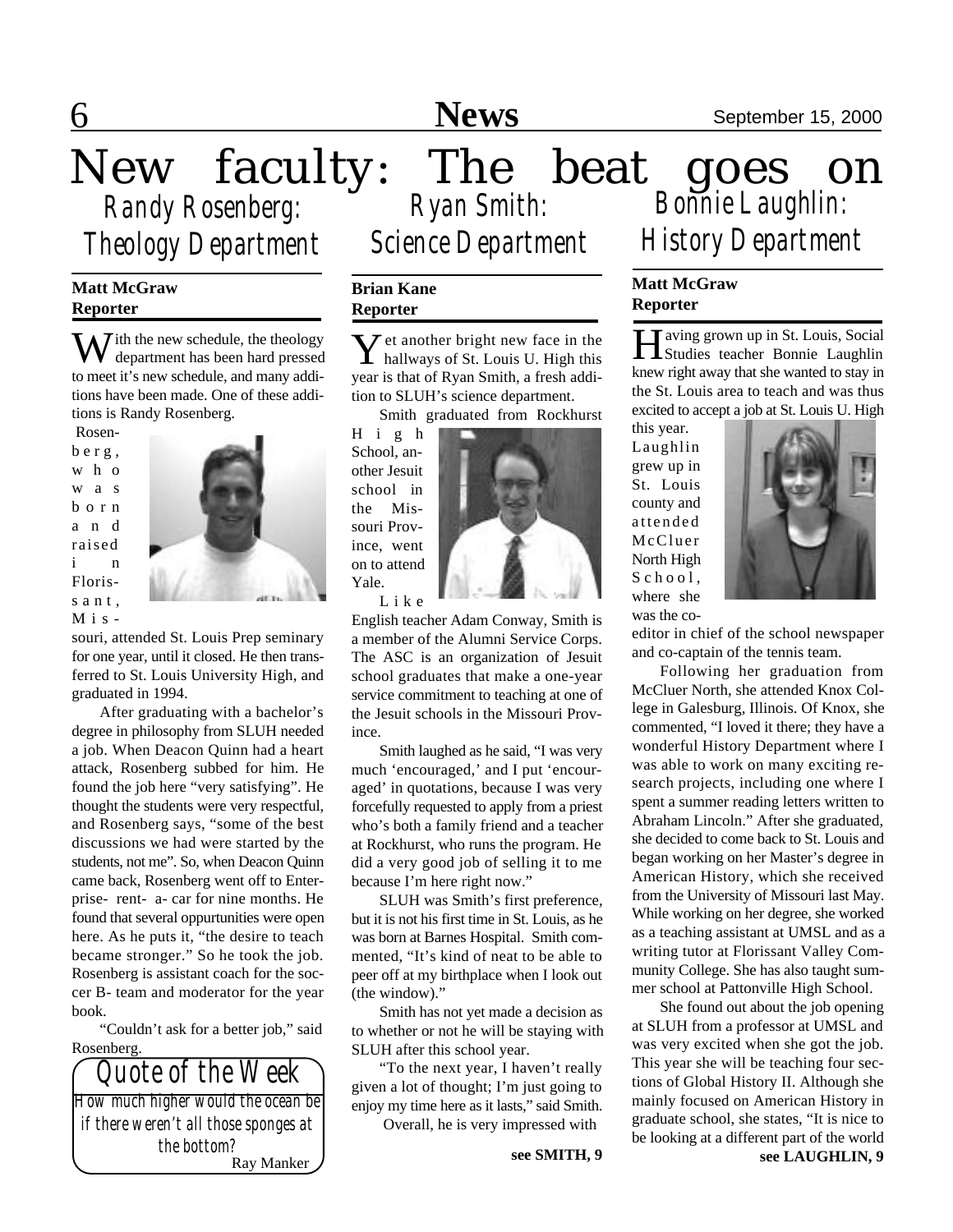# New faculty: The beat goes on

## Randy Rosenberg: Theology Department

**Matt McGraw**
**Reporter**

With the new schedule, the theology department has been hard pressed to meet it's new schedule, and many additions have been made. One of these additions is Randy Rosenberg.

Rosenberg, who was born and raised in Florissant, Missouri, attended St. Louis Prep seminary for one year, until it closed. He then transferred to St. Louis University High, and graduated in 1994.

After graduating with a bachelor's degree in philosophy from SLUH needed a job. When Deacon Quinn had a heart attack, Rosenberg subbed for him. He found the job here "very satisfying". He thought the students were very respectful, and Rosenberg says, "some of the best discussions we had were started by the students, not me". So, when Deacon Quinn came back, Rosenberg went off to Enterprise- rent- a- car for nine months. He found that several oppurtunities were open here. As he puts it, "the desire to teach became stronger." So he took the job. Rosenberg is assistant coach for the soccer B- team and moderator for the year book.

"Couldn't ask for a better job," said Rosenberg.

## Ryan Smith: Science Department

**Brian Kane**
**Reporter**

Yet another bright new face in the hallways of St. Louis U. High this year is that of Ryan Smith, a fresh addition to SLUH's science department.

Smith graduated from Rockhurst High School, another Jesuit school in the Missouri Province, went on to attend Yale.

Like English teacher Adam Conway, Smith is a member of the Alumni Service Corps. The ASC is an organization of Jesuit school graduates that make a one-year service commitment to teaching at one of the Jesuit schools in the Missouri Province.

Smith laughed as he said, "I was very much 'encouraged,' and I put 'encouraged' in quotations, because I was very forcefully requested to apply from a priest who's both a family friend and a teacher at Rockhurst, who runs the program. He did a very good job of selling it to me because I'm here right now."

SLUH was Smith's first preference, but it is not his first time in St. Louis, as he was born at Barnes Hospital. Smith commented, "It's kind of neat to be able to peer off at my birthplace when I look out (the window)."

Smith has not yet made a decision as to whether or not he will be staying with SLUH after this school year.

"To the next year, I haven't really given a lot of thought; I'm just going to enjoy my time here as it lasts," said Smith.

Overall, he is very impressed with

**see SMITH, 9**

## Bonnie Laughlin: History Department

**Matt McGraw**
**Reporter**

Having grown up in St. Louis, Social Studies teacher Bonnie Laughlin knew right away that she wanted to stay in the St. Louis area to teach and was thus excited to accept a job at St. Louis U. High this year.

Laughlin grew up in St. Louis county and attended McCluer North High School, where she was the co-editor in chief of the school newspaper and co-captain of the tennis team.

Following her graduation from McCluer North, she attended Knox College in Galesburg, Illinois. Of Knox, she commented, "I loved it there; they have a wonderful History Department where I was able to work on many exciting research projects, including one where I spent a summer reading letters written to Abraham Lincoln." After she graduated, she decided to come back to St. Louis and began working on her Master's degree in American History, which she received from the University of Missouri last May. While working on her degree, she worked as a teaching assistant at UMSL and as a writing tutor at Florissant Valley Community College. She has also taught summer school at Pattonville High School.

She found out about the job opening at SLUH from a professor at UMSL and was very excited when she got the job. This year she will be teaching four sections of Global History II. Although she mainly focused on American History in graduate school, she states, "It is nice to be looking at a different part of the world

**see LAUGHLIN, 9**

---

### Quote of the Week

*How much higher would the ocean be if there weren't all those sponges at the bottom?*

Ray Manker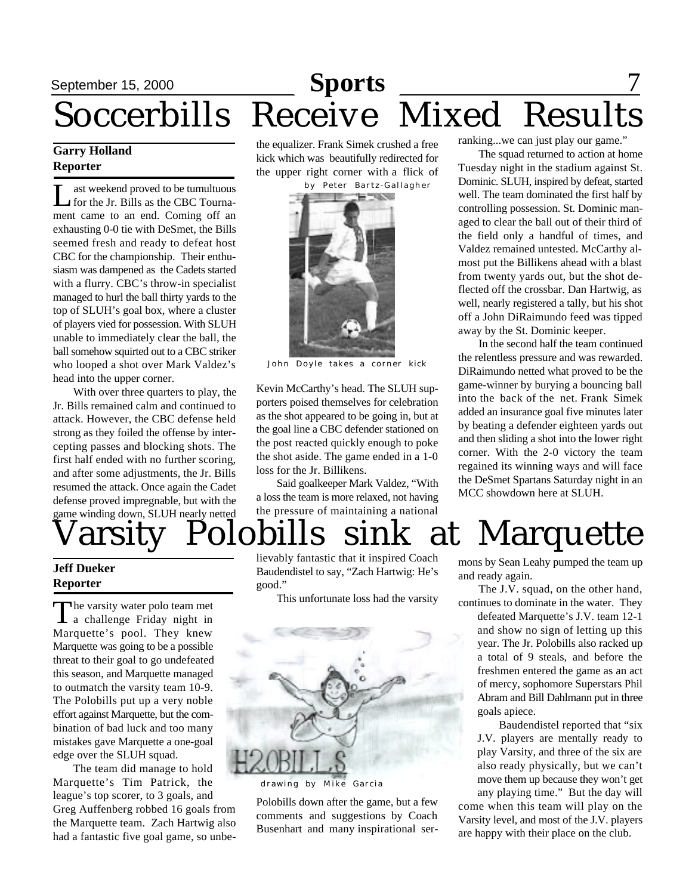# Soccerbills Receive Mixed Results

**Garry Holland**
**Reporter**

Last weekend proved to be tumultuous for the Jr. Bills as the CBC Tournament came to an end. Coming off an exhausting 0-0 tie with DeSmet, the Bills seemed fresh and ready to defeat host CBC for the championship. Their enthusiasm was dampened as the Cadets started with a flurry. CBC's throw-in specialist managed to hurl the ball thirty yards to the top of SLUH's goal box, where a cluster of players vied for possession. With SLUH unable to immediately clear the ball, the ball somehow squirted out to a CBC striker who looped a shot over Mark Valdez's head into the upper corner.

With over three quarters to play, the Jr. Bills remained calm and continued to attack. However, the CBC defense held strong as they foiled the offense by intercepting passes and blocking shots. The first half ended with no further scoring, and after some adjustments, the Jr. Bills resumed the attack. Once again the Cadet defense proved impregnable, but with the game winding down, SLUH nearly netted the equalizer. Frank Simek crushed a free kick which was beautifully redirected for the upper right corner with a flick of Kevin McCarthy's head. The SLUH supporters poised themselves for celebration as the shot appeared to be going in, but at the goal line a CBC defender stationed on the post reacted quickly enough to poke the shot aside. The game ended in a 1-0 loss for the Jr. Billikens.

by Peter Bartz-Gallagher

John Doyle takes a corner kick

Said goalkeeper Mark Valdez, "With a loss the team is more relaxed, not having the pressure of maintaining a national ranking...we can just play our game."

The squad returned to action at home Tuesday night in the stadium against St. Dominic. SLUH, inspired by defeat, started well. The team dominated the first half by controlling possession. St. Dominic managed to clear the ball out of their third of the field only a handful of times, and Valdez remained untested. McCarthy almost put the Billikens ahead with a blast from twenty yards out, but the shot deflected off the crossbar. Dan Hartwig, as well, nearly registered a tally, but his shot off a John DiRaimundo feed was tipped away by the St. Dominic keeper.

In the second half the team continued the relentless pressure and was rewarded. DiRaimundo netted what proved to be the game-winner by burying a bouncing ball into the back of the net. Frank Simek added an insurance goal five minutes later by beating a defender eighteen yards out and then sliding a shot into the lower right corner. With the 2-0 victory the team regained its winning ways and will face the DeSmet Spartans Saturday night in an MCC showdown here at SLUH.

# Varsity Polobills sink at Marquette

**Jeff Dueker**
**Reporter**

The varsity water polo team met a challenge Friday night in Marquette's pool. They knew Marquette was going to be a possible threat to their goal to go undefeated this season, and Marquette managed to outmatch the varsity team 10-9. The Polobills put up a very noble effort against Marquette, but the combination of bad luck and too many mistakes gave Marquette a one-goal edge over the SLUH squad.

The team did manage to hold Marquette's Tim Patrick, the league's top scorer, to 3 goals, and Greg Auffenberg robbed 16 goals from the Marquette team. Zach Hartwig also had a fantastic five goal game, so unbelievably fantastic that it inspired Coach Baudendistel to say, "Zach Hartwig: He's good."

This unfortunate loss had the varsity Polobills down after the game, but a few comments and suggestions by Coach Busenhart and many inspirational sermons by Sean Leahy pumped the team up and ready again.

drawing by Mike Garcia

The J.V. squad, on the other hand, continues to dominate in the water. They defeated Marquette's J.V. team 12-1 and show no sign of letting up this year. The Jr. Polobills also racked up a total of 9 steals, and before the freshmen entered the game as an act of mercy, sophomore Superstars Phil Abram and Bill Dahlmann put in three goals apiece.

Baudendistel reported that "six J.V. players are mentally ready to play Varsity, and three of the six are also ready physically, but we can't move them up because they won't get any playing time." But the day will come when this team will play on the Varsity level, and most of the J.V. players are happy with their place on the club.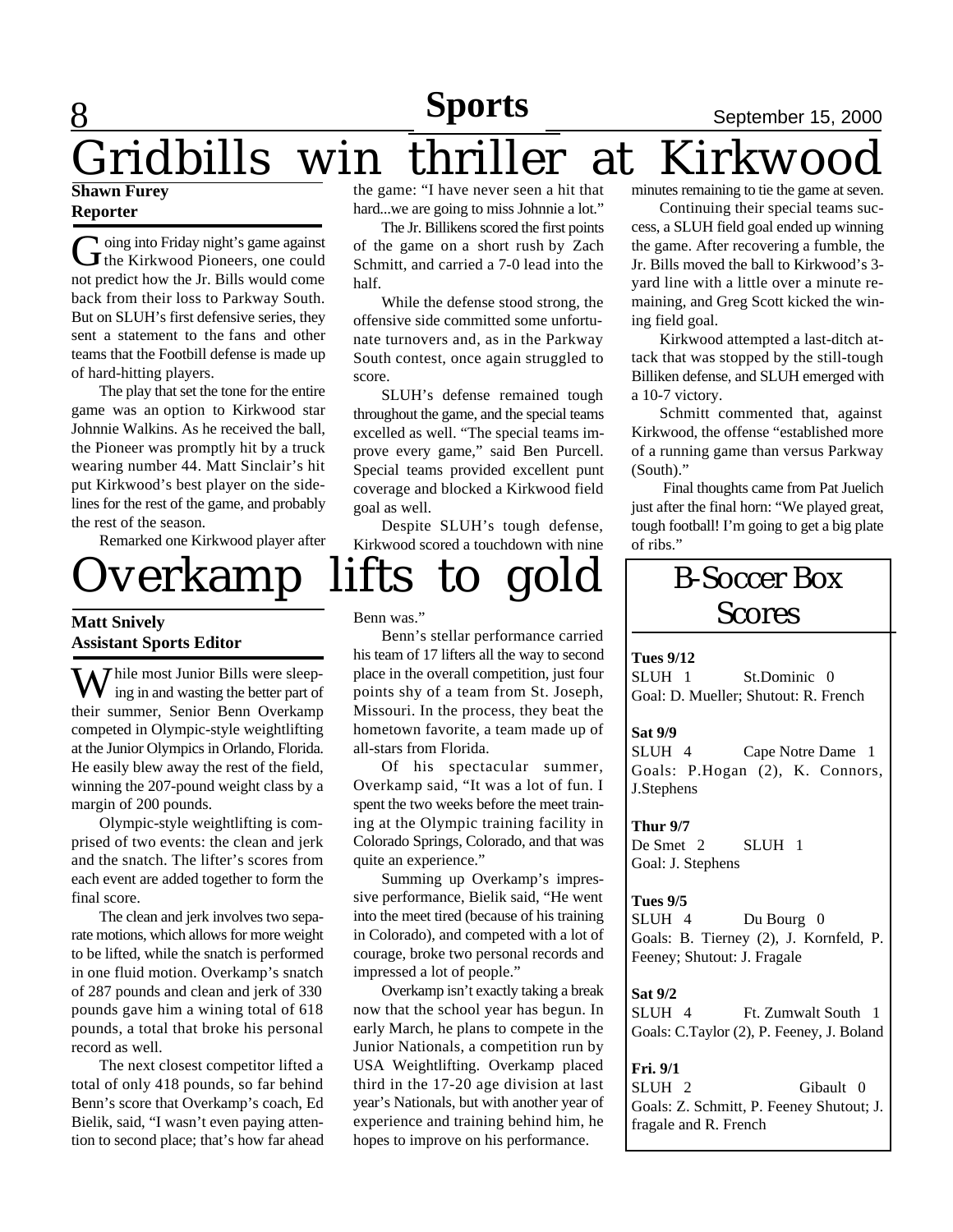# Gridbills win thriller at Kirkwood

**Shawn Furey**
**Reporter**

Going into Friday night's game against the Kirkwood Pioneers, one could not predict how the Jr. Bills would come back from their loss to Parkway South. But on SLUH's first defensive series, they sent a statement to the fans and other teams that the Footbill defense is made up of hard-hitting players.

The play that set the tone for the entire game was an option to Kirkwood star Johnnie Walkins. As he received the ball, the Pioneer was promptly hit by a truck wearing number 44. Matt Sinclair's hit put Kirkwood's best player on the sidelines for the rest of the game, and probably the rest of the season.

Remarked one Kirkwood player after the game: "I have never seen a hit that hard...we are going to miss Johnnie a lot."

The Jr. Billikens scored the first points of the game on a short rush by Zach Schmitt, and carried a 7-0 lead into the half.

While the defense stood strong, the offensive side committed some unfortunate turnovers and, as in the Parkway South contest, once again struggled to score.

SLUH's defense remained tough throughout the game, and the special teams excelled as well. "The special teams improve every game," said Ben Purcell. Special teams provided excellent punt coverage and blocked a Kirkwood field goal as well.

Despite SLUH's tough defense, Kirkwood scored a touchdown with nine minutes remaining to tie the game at seven.

Continuing their special teams success, a SLUH field goal ended up winning the game. After recovering a fumble, the Jr. Bills moved the ball to Kirkwood's 3-yard line with a little over a minute remaining, and Greg Scott kicked the winning field goal.

Kirkwood attempted a last-ditch attack that was stopped by the still-tough Billiken defense, and SLUH emerged with a 10-7 victory.

Schmitt commented that, against Kirkwood, the offense "established more of a running game than versus Parkway (South)."

Final thoughts came from Pat Juelich just after the final horn: "We played great, tough football! I'm going to get a big plate of ribs."

# Overkamp lifts to gold

**Matt Snively**
**Assistant Sports Editor**

While most Junior Bills were sleeping in and wasting the better part of their summer, Senior Benn Overkamp competed in Olympic-style weightlifting at the Junior Olympics in Orlando, Florida. He easily blew away the rest of the field, winning the 207-pound weight class by a margin of 200 pounds.

Olympic-style weightlifting is comprised of two events: the clean and jerk and the snatch. The lifter's scores from each event are added together to form the final score.

The clean and jerk involves two separate motions, which allows for more weight to be lifted, while the snatch is performed in one fluid motion. Overkamp's snatch of 287 pounds and clean and jerk of 330 pounds gave him a wining total of 618 pounds, a total that broke his personal record as well.

The next closest competitor lifted a total of only 418 pounds, so far behind Benn's score that Overkamp's coach, Ed Bielik, said, "I wasn't even paying attention to second place; that's how far ahead Benn was."

Benn's stellar performance carried his team of 17 lifters all the way to second place in the overall competition, just four points shy of a team from St. Joseph, Missouri. In the process, they beat the hometown favorite, a team made up of all-stars from Florida.

Of his spectacular summer, Overkamp said, "It was a lot of fun. I spent the two weeks before the meet training at the Olympic training facility in Colorado Springs, Colorado, and that was quite an experience."

Summing up Overkamp's impressive performance, Bielik said, "He went into the meet tired (because of his training in Colorado), and competed with a lot of courage, broke two personal records and impressed a lot of people."

Overkamp isn't exactly taking a break now that the school year has begun. In early March, he plans to compete in the Junior Nationals, a competition run by USA Weightlifting. Overkamp placed third in the 17-20 age division at last year's Nationals, but with another year of experience and training behind him, he hopes to improve on his performance.

## B-Soccer Box Scores

**Tues 9/12**
SLUH 1 St.Dominic 0
Goal: D. Mueller; Shutout: R. French

**Sat 9/9**
SLUH 4 Cape Notre Dame 1
Goals: P.Hogan (2), K. Connors, J.Stephens

**Thur 9/7**
De Smet 2 SLUH 1
Goal: J. Stephens

**Tues 9/5**
SLUH 4 Du Bourg 0
Goals: B. Tierney (2), J. Kornfeld, P. Feeney; Shutout: J. Fragale

**Sat 9/2**
SLUH 4 Ft. Zumwalt South 1
Goals: C.Taylor (2), P. Feeney, J. Boland

**Fri. 9/1**
SLUH 2 Gibault 0
Goals: Z. Schmitt, P. Feeney Shutout; J. fragale and R. French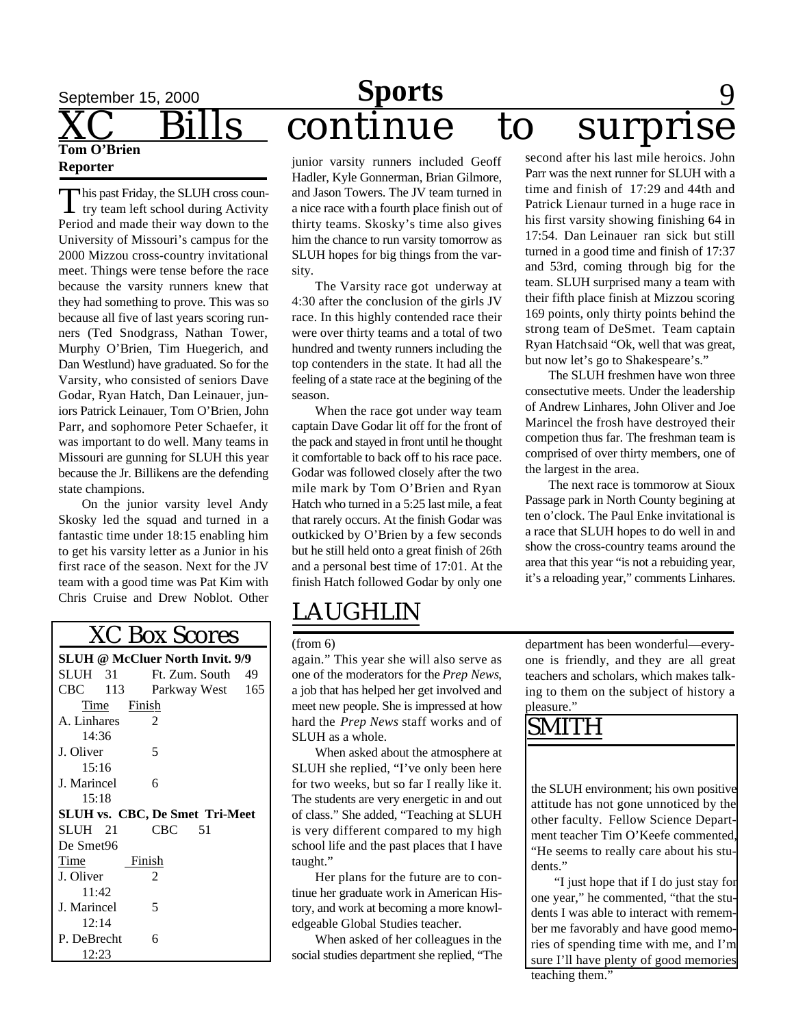# XC Bills continue to surprise

**Tom O'Brien**
**Reporter**

This past Friday, the SLUH cross country team left school during Activity Period and made their way down to the University of Missouri's campus for the 2000 Mizzou cross-country invitational meet. Things were tense before the race because the varsity runners knew that they had something to prove. This was so because all five of last years scoring runners (Ted Snodgrass, Nathan Tower, Murphy O'Brien, Tim Huegerich, and Dan Westlund) have graduated. So for the Varsity, who consisted of seniors Dave Godar, Ryan Hatch, Dan Leinauer, juniors Patrick Leinauer, Tom O'Brien, John Parr, and sophomore Peter Schaefer, it was important to do well. Many teams in Missouri are gunning for SLUH this year because the Jr. Billikens are the defending state champions.

On the junior varsity level Andy Skosky led the squad and turned in a fantastic time under 18:15 enabling him to get his varsity letter as a Junior in his first race of the season. Next for the JV team with a good time was Pat Kim with Chris Cruise and Drew Noblot. Other junior varsity runners included Geoff Hadler, Kyle Gonnerman, Brian Gilmore, and Jason Towers. The JV team turned in a nice race with a fourth place finish out of thirty teams. Skosky's time also gives him the chance to run varsity tomorrow as SLUH hopes for big things from the varsity.

The Varsity race got underway at 4:30 after the conclusion of the girls JV race. In this highly contended race their were over thirty teams and a total of two hundred and twenty runners including the top contenders in the state. It had all the feeling of a state race at the begining of the season.

When the race got under way team captain Dave Godar lit off for the front of the pack and stayed in front until he thought it comfortable to back off to his race pace. Godar was followed closely after the two mile mark by Tom O'Brien and Ryan Hatch who turned in a 5:25 last mile, a feat that rarely occurs. At the finish Godar was outkicked by O'Brien by a few seconds but he still held onto a great finish of 26th and a personal best time of 17:01. At the finish Hatch followed Godar by only one second after his last mile heroics. John Parr was the next runner for SLUH with a time and finish of 17:29 and 44th and Patrick Lienaur turned in a huge race in his first varsity showing finishing 64 in 17:54. Dan Leinauer ran sick but still turned in a good time and finish of 17:37 and 53rd, coming through big for the team. SLUH surprised many a team with their fifth place finish at Mizzou scoring 169 points, only thirty points behind the strong team of DeSmet. Team captain Ryan Hatchsaid "Ok, well that was great, but now let's go to Shakespeare's."

The SLUH freshmen have won three consectutive meets. Under the leadership of Andrew Linhares, John Oliver and Joe Marincel the frosh have destroyed their competion thus far. The freshman team is comprised of over thirty members, one of the largest in the area.

The next race is tommorow at Sioux Passage park in North County begining at ten o'clock. The Paul Enke invitational is a race that SLUH hopes to do well in and show the cross-country teams around the area that this year "is not a rebuiding year, it's a reloading year," comments Linhares.

## XC Box Scores

**SLUH @ McCluer North Invit. 9/9**

SLUH 31 Ft. Zum. South 49
CBC 113 Parkway West 165

| Time | Finish |
|---|---|
| A. Linhares 14:36 | 2 |
| J. Oliver 15:16 | 5 |
| J. Marincel 15:18 | 6 |

**SLUH vs. CBC, De Smet Tri-Meet**

SLUH 21 CBC 51
De Smet96

| Time | Finish |
|---|---|
| J. Oliver 11:42 | 2 |
| J. Marincel 12:14 | 5 |
| P. DeBrecht 12:23 | 6 |

## LAUGHLIN

(from 6)

again." This year she will also serve as one of the moderators for the *Prep News*, a job that has helped her get involved and meet new people. She is impressed at how hard the *Prep News* staff works and of SLUH as a whole.

When asked about the atmosphere at SLUH she replied, "I've only been here for two weeks, but so far I really like it. The students are very energetic in and out of class." She added, "Teaching at SLUH is very different compared to my high school life and the past places that I have taught."

Her plans for the future are to continue her graduate work in American History, and work at becoming a more knowledgeable Global Studies teacher.

When asked of her colleagues in the social studies department she replied, "The department has been wonderful—everyone is friendly, and they are all great teachers and scholars, which makes talking to them on the subject of history a pleasure."

## SMITH

the SLUH environment; his own positive attitude has not gone unnoticed by the other faculty. Fellow Science Department teacher Tim O'Keefe commented, "He seems to really care about his students."

"I just hope that if I do just stay for one year," he commented, "that the students I was able to interact with remember me favorably and have good memories of spending time with me, and I'm sure I'll have plenty of good memories teaching them."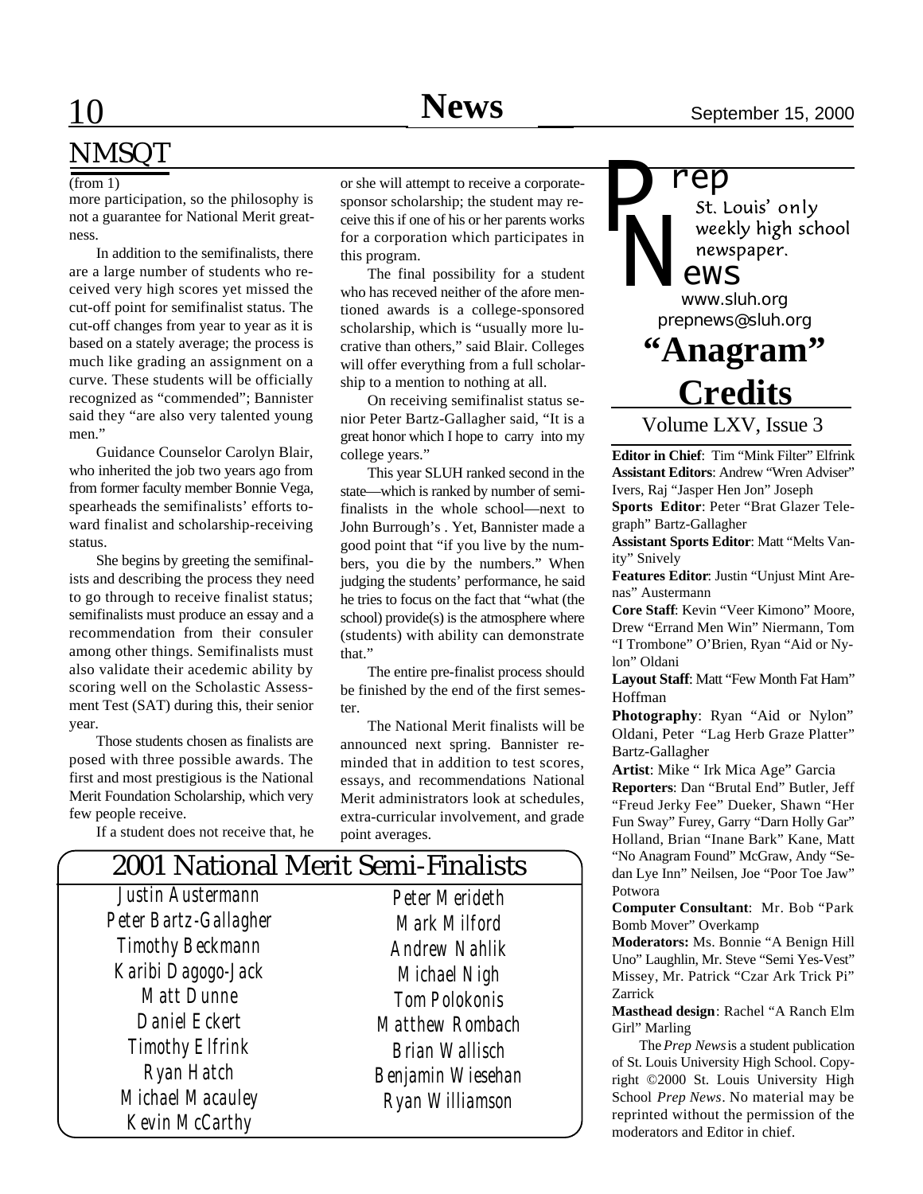## NMSQT

(from 1)

more participation, so the philosophy is not a guarantee for National Merit greatness.

In addition to the semifinalists, there are a large number of students who received very high scores yet missed the cut-off point for semifinalist status. The cut-off changes from year to year as it is based on a stately average; the process is much like grading an assignment on a curve. These students will be officially recognized as "commended"; Bannister said they "are also very talented young men."

Guidance Counselor Carolyn Blair, who inherited the job two years ago from from former faculty member Bonnie Vega, spearheads the semifinalists' efforts toward finalist and scholarship-receiving status.

She begins by greeting the semifinalists and describing the process they need to go through to receive finalist status; semifinalists must produce an essay and a recommendation from their consuler among other things. Semifinalists must also validate their acedemic ability by scoring well on the Scholastic Assessment Test (SAT) during this, their senior year.

Those students chosen as finalists are posed with three possible awards. The first and most prestigious is the National Merit Foundation Scholarship, which very few people receive.

If a student does not receive that, he or she will attempt to receive a corporate-sponsor scholarship; the student may receive this if one of his or her parents works for a corporation which participates in this program.

The final possibility for a student who has receved neither of the afore mentioned awards is a college-sponsored scholarship, which is "usually more lucrative than others," said Blair. Colleges will offer everything from a full scholarship to a mention to nothing at all.

On receiving semifinalist status senior Peter Bartz-Gallagher said, "It is a great honor which I hope to carry into my college years."

This year SLUH ranked second in the state—which is ranked by number of semifinalists in the whole school—next to John Burrough's . Yet, Bannister made a good point that "if you live by the numbers, you die by the numbers." When judging the students' performance, he said he tries to focus on the fact that "what (the school) provide(s) is the atmosphere where (students) with ability can demonstrate that."

The entire pre-finalist process should be finished by the end of the first semester.

The National Merit finalists will be announced next spring. Bannister reminded that in addition to test scores, essays, and recommendations National Merit administrators look at schedules, extra-curricular involvement, and grade point averages.

### 2001 National Merit Semi-Finalists

Justin Austermann
Peter Bartz-Gallagher
Timothy Beckmann
Karibi Dagogo-Jack
Matt Dunne
Daniel Eckert
Timothy Elfrink
Ryan Hatch
Michael Macauley
Kevin McCarthy
Peter Merideth
Mark Milford
Andrew Nahlik
Michael Nigh
Tom Polokonis
Matthew Rombach
Brian Wallisch
Benjamin Wiesehan
Ryan Williamson

---

**Prep News**
St. Louis' only weekly high school newspaper.
www.sluh.org
prepnews@sluh.org

## "Anagram" Credits

Volume LXV, Issue 3

**Editor in Chief**: Tim "Mink Filter" Elfrink
**Assistant Editors**: Andrew "Wren Adviser" Ivers, Raj "Jasper Hen Jon" Joseph
**Sports Editor**: Peter "Brat Glazer Telegraph" Bartz-Gallagher
**Assistant Sports Editor**: Matt "Melts Vanity" Snively
**Features Editor**: Justin "Unjust Mint Arenas" Austermann
**Core Staff**: Kevin "Veer Kimono" Moore, Drew "Errand Men Win" Niermann, Tom "I Trombone" O'Brien, Ryan "Aid or Nylon" Oldani
**Layout Staff**: Matt "Few Month Fat Ham" Hoffman
**Photography**: Ryan "Aid or Nylon" Oldani, Peter "Lag Herb Graze Platter" Bartz-Gallagher
**Artist**: Mike " Irk Mica Age" Garcia
**Reporters**: Dan "Brutal End" Butler, Jeff "Freud Jerky Fee" Dueker, Shawn "Her Fun Sway" Furey, Garry "Darn Holly Gar" Holland, Brian "Inane Bark" Kane, Matt "No Anagram Found" McGraw, Andy "Sedan Lye Inn" Neilsen, Joe "Poor Toe Jaw" Potwora
**Computer Consultant**: Mr. Bob "Park Bomb Mover" Overkamp
**Moderators:** Ms. Bonnie "A Benign Hill Uno" Laughlin, Mr. Steve "Semi Yes-Vest" Missey, Mr. Patrick "Czar Ark Trick Pi" Zarrick
**Masthead design**: Rachel "A Ranch Elm Girl" Marling

The *Prep News* is a student publication of St. Louis University High School. Copyright ©2000 St. Louis University High School *Prep News*. No material may be reprinted without the permission of the moderators and Editor in chief.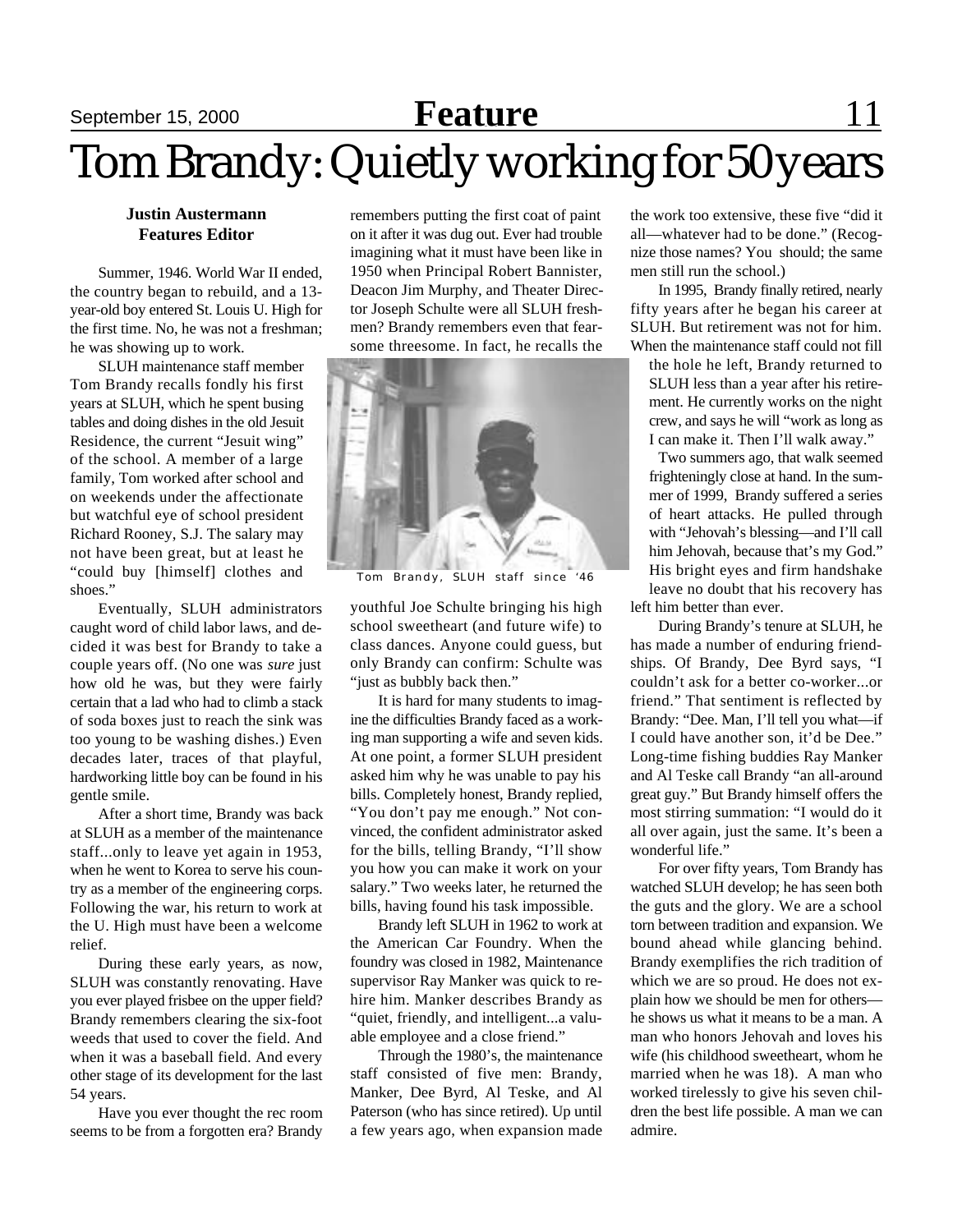# Tom Brandy: Quietly working for 50 years

**Justin Austermann**
**Features Editor**

Summer, 1946. World War II ended, the country began to rebuild, and a 13-year-old boy entered St. Louis U. High for the first time. No, he was not a freshman; he was showing up to work.

SLUH maintenance staff member Tom Brandy recalls fondly his first years at SLUH, which he spent busing tables and doing dishes in the old Jesuit Residence, the current "Jesuit wing" of the school. A member of a large family, Tom worked after school and on weekends under the affectionate but watchful eye of school president Richard Rooney, S.J. The salary may not have been great, but at least he "could buy [himself] clothes and shoes."

Eventually, SLUH administrators caught word of child labor laws, and decided it was best for Brandy to take a couple years off. (No one was *sure* just how old he was, but they were fairly certain that a lad who had to climb a stack of soda boxes just to reach the sink was too young to be washing dishes.) Even decades later, traces of that playful, hardworking little boy can be found in his gentle smile.

After a short time, Brandy was back at SLUH as a member of the maintenance staff...only to leave yet again in 1953, when he went to Korea to serve his country as a member of the engineering corps. Following the war, his return to work at the U. High must have been a welcome relief.

During these early years, as now, SLUH was constantly renovating. Have you ever played frisbee on the upper field? Brandy remembers clearing the six-foot weeds that used to cover the field. And when it was a baseball field. And every other stage of its development for the last 54 years.

Have you ever thought the rec room seems to be from a forgotten era? Brandy remembers putting the first coat of paint on it after it was dug out. Ever had trouble imagining what it must have been like in 1950 when Principal Robert Bannister, Deacon Jim Murphy, and Theater Director Joseph Schulte were all SLUH freshmen? Brandy remembers even that fearsome threesome. In fact, he recalls the youthful Joe Schulte bringing his high school sweetheart (and future wife) to class dances. Anyone could guess, but only Brandy can confirm: Schulte was "just as bubbly back then."

Tom Brandy, SLUH staff since '46

It is hard for many students to imagine the difficulties Brandy faced as a working man supporting a wife and seven kids. At one point, a former SLUH president asked him why he was unable to pay his bills. Completely honest, Brandy replied, "You don't pay me enough." Not convinced, the confident administrator asked for the bills, telling Brandy, "I'll show you how you can make it work on your salary." Two weeks later, he returned the bills, having found his task impossible.

Brandy left SLUH in 1962 to work at the American Car Foundry. When the foundry was closed in 1982, Maintenance supervisor Ray Manker was quick to rehire him. Manker describes Brandy as "quiet, friendly, and intelligent...a valuable employee and a close friend."

Through the 1980's, the maintenance staff consisted of five men: Brandy, Manker, Dee Byrd, Al Teske, and Al Paterson (who has since retired). Up until a few years ago, when expansion made the work too extensive, these five "did it all—whatever had to be done." (Recognize those names? You should; the same men still run the school.)

In 1995, Brandy finally retired, nearly fifty years after he began his career at SLUH. But retirement was not for him. When the maintenance staff could not fill the hole he left, Brandy returned to SLUH less than a year after his retirement. He currently works on the night crew, and says he will "work as long as I can make it. Then I'll walk away."

Two summers ago, that walk seemed frighteningly close at hand. In the summer of 1999, Brandy suffered a series of heart attacks. He pulled through with "Jehovah's blessing—and I'll call him Jehovah, because that's my God." His bright eyes and firm handshake leave no doubt that his recovery has left him better than ever.

During Brandy's tenure at SLUH, he has made a number of enduring friendships. Of Brandy, Dee Byrd says, "I couldn't ask for a better co-worker...or friend." That sentiment is reflected by Brandy: "Dee. Man, I'll tell you what—if I could have another son, it'd be Dee." Long-time fishing buddies Ray Manker and Al Teske call Brandy "an all-around great guy." But Brandy himself offers the most stirring summation: "I would do it all over again, just the same. It's been a wonderful life."

For over fifty years, Tom Brandy has watched SLUH develop; he has seen both the guts and the glory. We are a school torn between tradition and expansion. We bound ahead while glancing behind. Brandy exemplifies the rich tradition of which we are so proud. He does not explain how we should be men for others—he shows us what it means to be a man. A man who honors Jehovah and loves his wife (his childhood sweetheart, whom he married when he was 18). A man who worked tirelessly to give his seven children the best life possible. A man we can admire.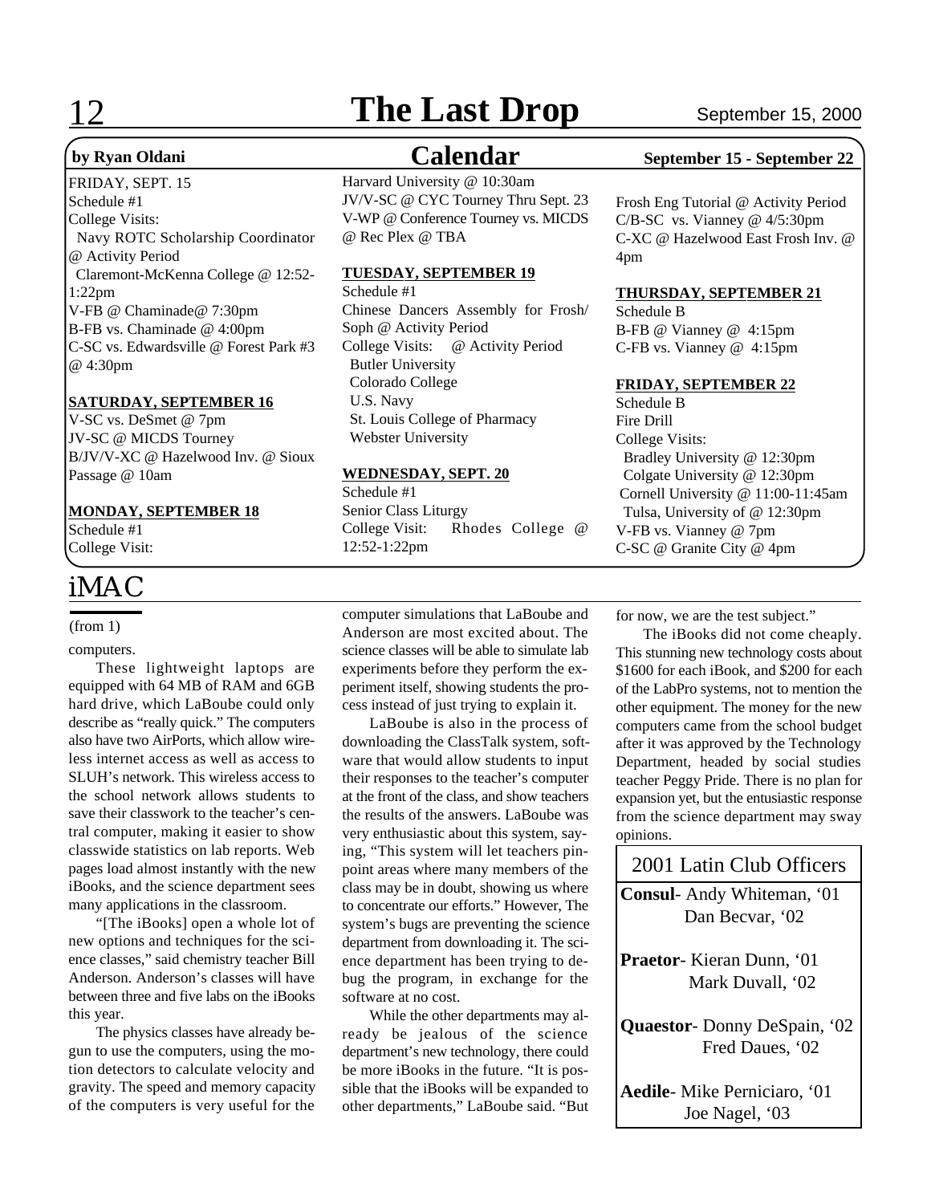# The Last Drop

## Calendar

**by Ryan Oldani** — **September 15 - September 22**

FRIDAY, SEPT. 15
Schedule #1
College Visits:
Navy ROTC Scholarship Coordinator @ Activity Period
Claremont-McKenna College @ 12:52-1:22pm
V-FB @ Chaminade@ 7:30pm
B-FB vs. Chaminade @ 4:00pm
C-SC vs. Edwardsville @ Forest Park #3 @ 4:30pm

**SATURDAY, SEPTEMBER 16**
V-SC vs. DeSmet @ 7pm
JV-SC @ MICDS Tourney
B/JV/V-XC @ Hazelwood Inv. @ Sioux Passage @ 10am

**MONDAY, SEPTEMBER 18**
Schedule #1
College Visit:
Harvard University @ 10:30am
JV/V-SC @ CYC Tourney Thru Sept. 23
V-WP @ Conference Tourney vs. MICDS @ Rec Plex @ TBA

**TUESDAY, SEPTEMBER 19**
Schedule #1
Chinese Dancers Assembly for Frosh/ Soph @ Activity Period
College Visits: @ Activity Period
Butler University
Colorado College
U.S. Navy
St. Louis College of Pharmacy
Webster University

**WEDNESDAY, SEPT. 20**
Schedule #1
Senior Class Liturgy
College Visit: Rhodes College @ 12:52-1:22pm
Frosh Eng Tutorial @ Activity Period
C/B-SC vs. Vianney @ 4/5:30pm
C-XC @ Hazelwood East Frosh Inv. @ 4pm

**THURSDAY, SEPTEMBER 21**
Schedule B
B-FB @ Vianney @ 4:15pm
C-FB vs. Vianney @ 4:15pm

**FRIDAY, SEPTEMBER 22**
Schedule B
Fire Drill
College Visits:
Bradley University @ 12:30pm
Colgate University @ 12:30pm
Cornell University @ 11:00-11:45am
Tulsa, University of @ 12:30pm
V-FB vs. Vianney @ 7pm
C-SC @ Granite City @ 4pm

## iMAC

(from 1)

computers.

These lightweight laptops are equipped with 64 MB of RAM and 6GB hard drive, which LaBoube could only describe as "really quick." The computers also have two AirPorts, which allow wireless internet access as well as access to SLUH's network. This wireless access to the school network allows students to save their classwork to the teacher's central computer, making it easier to show classwide statistics on lab reports. Web pages load almost instantly with the new iBooks, and the science department sees many applications in the classroom.

"[The iBooks] open a whole lot of new options and techniques for the science classes," said chemistry teacher Bill Anderson. Anderson's classes will have between three and five labs on the iBooks this year.

The physics classes have already begun to use the computers, using the motion detectors to calculate velocity and gravity. The speed and memory capacity of the computers is very useful for the computer simulations that LaBoube and Anderson are most excited about. The science classes will be able to simulate lab experiments before they perform the experiment itself, showing students the process instead of just trying to explain it.

LaBoube is also in the process of downloading the ClassTalk system, software that would allow students to input their responses to the teacher's computer at the front of the class, and show teachers the results of the answers. LaBoube was very enthusiastic about this system, saying, "This system will let teachers pinpoint areas where many members of the class may be in doubt, showing us where to concentrate our efforts." However, The system's bugs are preventing the science department from downloading it. The science department has been trying to debug the program, in exchange for the software at no cost.

While the other departments may already be jealous of the science department's new technology, there could be more iBooks in the future. "It is possible that the iBooks will be expanded to other departments," LaBoube said. "But for now, we are the test subject."

The iBooks did not come cheaply. This stunning new technology costs about $1600 for each iBook, and $200 for each of the LabPro systems, not to mention the other equipment. The money for the new computers came from the school budget after it was approved by the Technology Department, headed by social studies teacher Peggy Pride. There is no plan for expansion yet, but the entusiastic response from the science department may sway opinions.

### 2001 Latin Club Officers

**Consul**- Andy Whiteman, '01
Dan Becvar, '02

**Praetor**- Kieran Dunn, '01
Mark Duvall, '02

**Quaestor**- Donny DeSpain, '02
Fred Daues, '02

**Aedile**- Mike Perniciaro, '01
Joe Nagel, '03